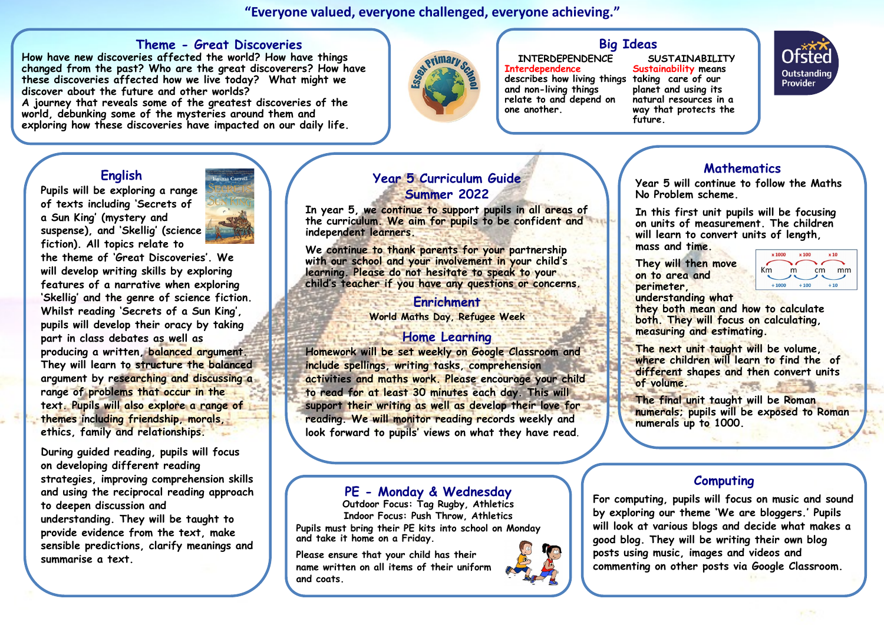“Everyone valued, everyone challenged, everyone achieving.”

## Theme - Great Discoveries

How have new discoveries affected the world? How have things changed from the past? Who are the great discoverers? How have these discoveries affected how we live today? What might we discover about the future and other worlds?

A journey that reveals some of the greatest discoveries of the world, debunking some of the mysteries around them and exploring how these discoveries have impacted on our daily life.

## Big Ideas

**INTERDEPENDENCE**

Interdependence describes how living things and non-living things relate to and depend on one another.

**SUSTAINABILITY**

Sustainability means taking care of our planet and using its natural resources in a way that protects the future.

Ofsted Outstanding Provider

## Year 5 Curriculum Guide
## Summer 2022

In year 5, we continue to support pupils in all areas of the curriculum. We aim for pupils to be confident and independent learners.

We continue to thank parents for your partnership with our school and your involvement in your child's learning. Please do not hesitate to speak to your child's teacher if you have any questions or concerns.

### Enrichment

World Maths Day, Refugee Week

### Home Learning

Homework will be set weekly on Google Classroom and include spellings, writing tasks, comprehension activities and maths work. Please encourage your child to read for at least 30 minutes each day. This will support their writing as well as develop their love for reading. We will monitor reading records weekly and look forward to pupils' views on what they have read.

## English

Pupils will be exploring a range of texts including ‘Secrets of a Sun King’ (mystery and suspense), and ‘Skellig’ (science fiction). All topics relate to the theme of ‘Great Discoveries’. We will develop writing skills by exploring features of a narrative when exploring ‘Skellig’ and the genre of science fiction. Whilst reading ‘Secrets of a Sun King’, pupils will develop their oracy by taking part in class debates as well as producing a written, balanced argument. They will learn to structure the balanced argument by researching and discussing a range of problems that occur in the text. Pupils will also explore a range of themes including friendship, morals, ethics, family and relationships.

During guided reading, pupils will focus on developing different reading strategies, improving comprehension skills and using the reciprocal reading approach to deepen discussion and understanding. They will be taught to provide evidence from the text, make sensible predictions, clarify meanings and summarise a text.

## Mathematics

Year 5 will continue to follow the Maths No Problem scheme.

In this first unit pupils will be focusing on units of measurement. The children will learn to convert units of length, mass and time.

Km —×1000→ m —×100→ cm —×10→ mm (and ÷1000, ÷100, ÷10 in reverse)

They will then move on to area and perimeter, understanding what they both mean and how to calculate both. They will focus on calculating, measuring and estimating.

The next unit taught will be volume, where children will learn to find the of different shapes and then convert units of volume.

The final unit taught will be Roman numerals; pupils will be exposed to Roman numerals up to 1000.

## PE - Monday & Wednesday

Outdoor Focus: Tag Rugby, Athletics

Indoor Focus: Push Throw, Athletics

Pupils must bring their PE kits into school on Monday and take it home on a Friday.

Please ensure that your child has their name written on all items of their uniform and coats.

## Computing

For computing, pupils will focus on music and sound by exploring our theme ‘We are bloggers.’ Pupils will look at various blogs and decide what makes a good blog. They will be writing their own blog posts using music, images and videos and commenting on other posts via Google Classroom.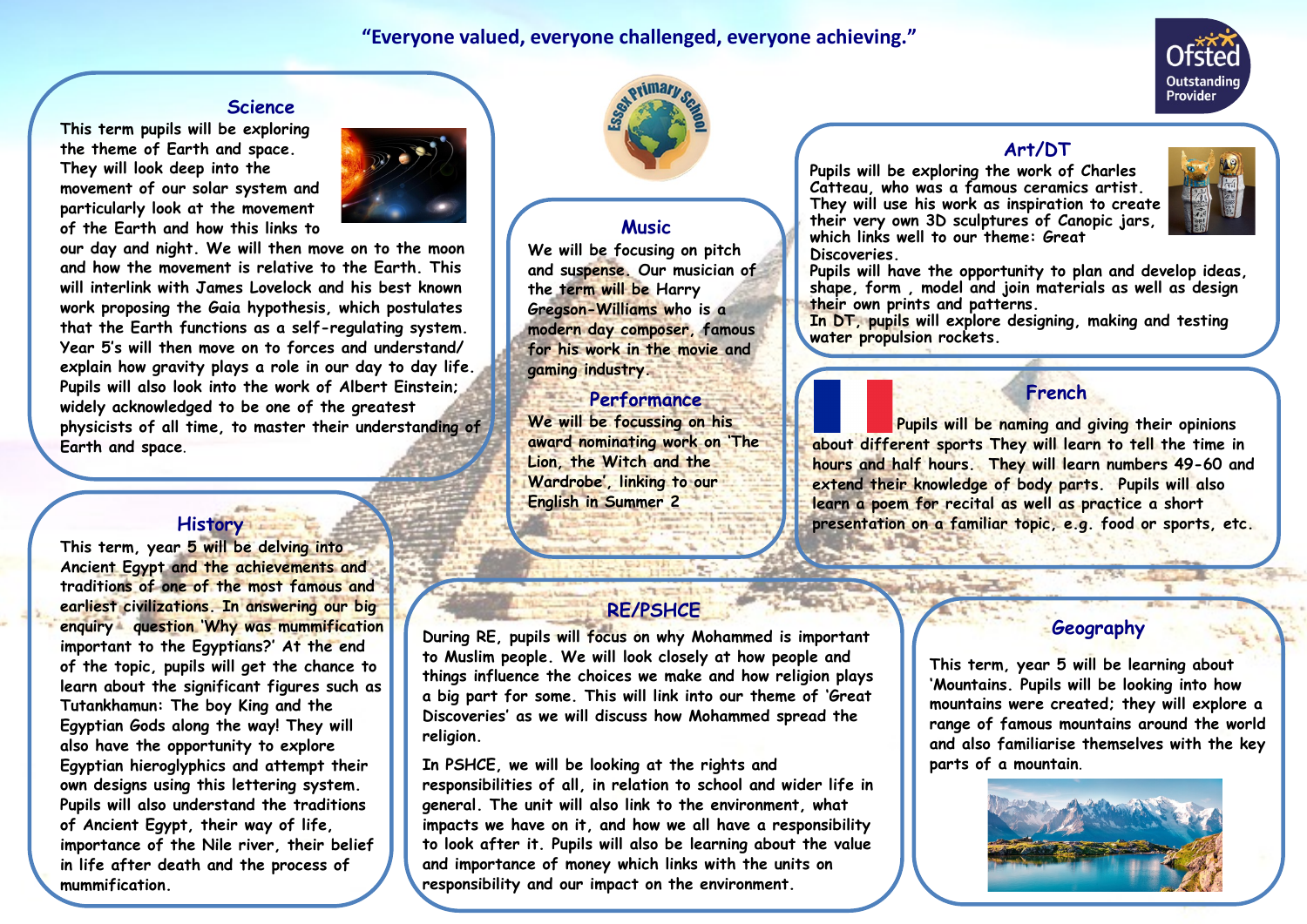“Everyone valued, everyone challenged, everyone achieving.”

## Science

This term pupils will be exploring the theme of Earth and space. They will look deep into the movement of our solar system and particularly look at the movement of the Earth and how this links to our day and night. We will then move on to the moon and how the movement is relative to the Earth. This will interlink with James Lovelock and his best known work proposing the Gaia hypothesis, which postulates that the Earth functions as a self-regulating system. Year 5's will then move on to forces and understand/ explain how gravity plays a role in our day to day life. Pupils will also look into the work of Albert Einstein; widely acknowledged to be one of the greatest physicists of all time, to master their understanding of Earth and space.

## Music

We will be focusing on pitch and suspense. Our musician of the term will be Harry Gregson-Williams who is a modern day composer, famous for his work in the movie and gaming industry.

## Performance

We will be focussing on his award nominating work on 'The Lion, the Witch and the Wardrobe', linking to our English in Summer 2

## Art/DT

Pupils will be exploring the work of Charles Catteau, who was a famous ceramics artist. They will use his work as inspiration to create their very own 3D sculptures of Canopic jars, which links well to our theme: Great Discoveries.

Pupils will have the opportunity to plan and develop ideas, shape, form , model and join materials as well as design their own prints and patterns.

In DT, pupils will explore designing, making and testing water propulsion rockets.

## French

Pupils will be naming and giving their opinions about different sports They will learn to tell the time in hours and half hours. They will learn numbers 49-60 and extend their knowledge of body parts. Pupils will also learn a poem for recital as well as practice a short presentation on a familiar topic, e.g. food or sports, etc.

## History

This term, year 5 will be delving into Ancient Egypt and the achievements and traditions of one of the most famous and earliest civilizations. In answering our big enquiry question 'Why was mummification important to the Egyptians?' At the end of the topic, pupils will get the chance to learn about the significant figures such as Tutankhamun: The boy King and the Egyptian Gods along the way! They will also have the opportunity to explore Egyptian hieroglyphics and attempt their own designs using this lettering system. Pupils will also understand the traditions of Ancient Egypt, their way of life, importance of the Nile river, their belief in life after death and the process of mummification.

## RE/PSHCE

During RE, pupils will focus on why Mohammed is important to Muslim people. We will look closely at how people and things influence the choices we make and how religion plays a big part for some. This will link into our theme of 'Great Discoveries' as we will discuss how Mohammed spread the religion.

In PSHCE, we will be looking at the rights and responsibilities of all, in relation to school and wider life in general. The unit will also link to the environment, what impacts we have on it, and how we all have a responsibility to look after it. Pupils will also be learning about the value and importance of money which links with the units on responsibility and our impact on the environment.

## Geography

This term, year 5 will be learning about 'Mountains. Pupils will be looking into how mountains were created; they will explore a range of famous mountains around the world and also familiarise themselves with the key parts of a mountain.